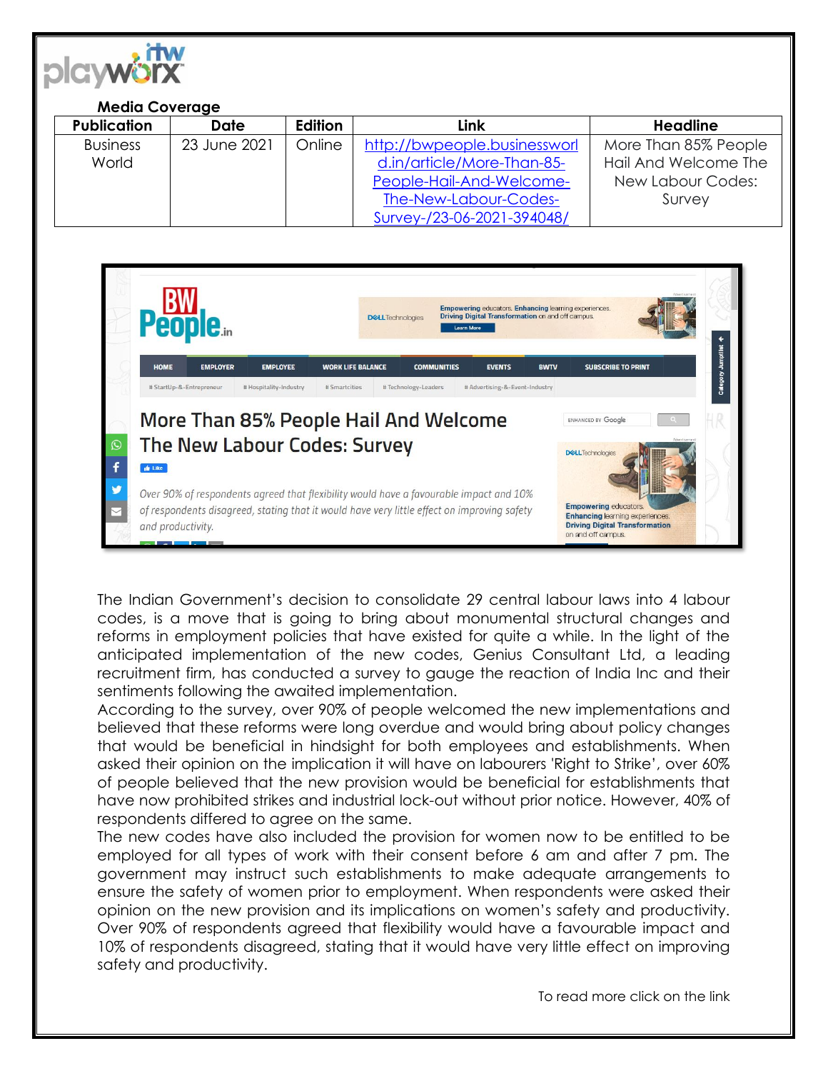**Media Coverage**

| Publication | Date | Edition | Link | Headline |
|---|---|---|---|---|
| Business World | 23 June 2021 | Online | http://bwpeople.businessworld.in/article/More-Than-85-People-Hail-And-Welcome-The-New-Labour-Codes-Survey-/23-06-2021-394048/ | More Than 85% People Hail And Welcome The New Labour Codes: Survey |

# More Than 85% People Hail And Welcome The New Labour Codes: Survey

*Over 90% of respondents agreed that flexibility would have a favourable impact and 10% of respondents disagreed, stating that it would have very little effect on improving safety and productivity.*

The Indian Government's decision to consolidate 29 central labour laws into 4 labour codes, is a move that is going to bring about monumental structural changes and reforms in employment policies that have existed for quite a while. In the light of the anticipated implementation of the new codes, Genius Consultant Ltd, a leading recruitment firm, has conducted a survey to gauge the reaction of India Inc and their sentiments following the awaited implementation.

According to the survey, over 90% of people welcomed the new implementations and believed that these reforms were long overdue and would bring about policy changes that would be beneficial in hindsight for both employees and establishments. When asked their opinion on the implication it will have on labourers 'Right to Strike', over 60% of people believed that the new provision would be beneficial for establishments that have now prohibited strikes and industrial lock-out without prior notice. However, 40% of respondents differed to agree on the same.

The new codes have also included the provision for women now to be entitled to be employed for all types of work with their consent before 6 am and after 7 pm. The government may instruct such establishments to make adequate arrangements to ensure the safety of women prior to employment. When respondents were asked their opinion on the new provision and its implications on women's safety and productivity. Over 90% of respondents agreed that flexibility would have a favourable impact and 10% of respondents disagreed, stating that it would have very little effect on improving safety and productivity.

To read more click on the link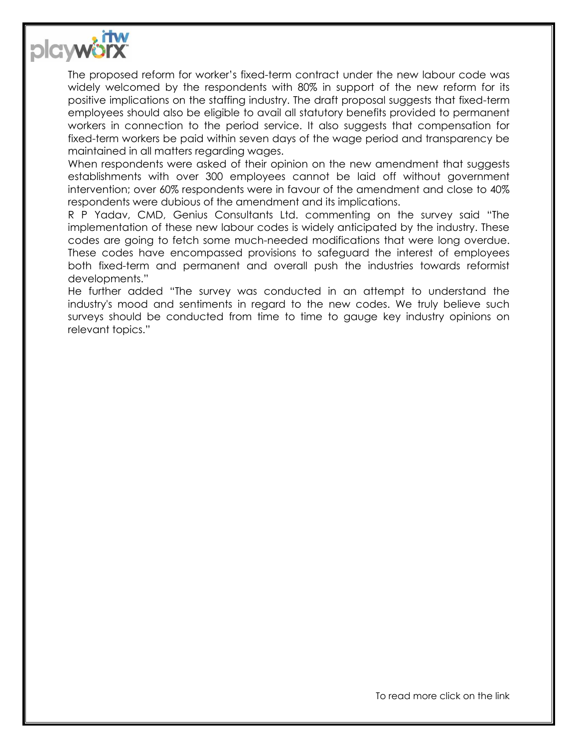The proposed reform for worker's fixed-term contract under the new labour code was widely welcomed by the respondents with 80% in support of the new reform for its positive implications on the staffing industry. The draft proposal suggests that fixed-term employees should also be eligible to avail all statutory benefits provided to permanent workers in connection to the period service. It also suggests that compensation for fixed-term workers be paid within seven days of the wage period and transparency be maintained in all matters regarding wages.

When respondents were asked of their opinion on the new amendment that suggests establishments with over 300 employees cannot be laid off without government intervention; over 60% respondents were in favour of the amendment and close to 40% respondents were dubious of the amendment and its implications.

R P Yadav, CMD, Genius Consultants Ltd. commenting on the survey said "The implementation of these new labour codes is widely anticipated by the industry. These codes are going to fetch some much-needed modifications that were long overdue. These codes have encompassed provisions to safeguard the interest of employees both fixed-term and permanent and overall push the industries towards reformist developments."

He further added "The survey was conducted in an attempt to understand the industry's mood and sentiments in regard to the new codes. We truly believe such surveys should be conducted from time to time to gauge key industry opinions on relevant topics."

To read more click on the link